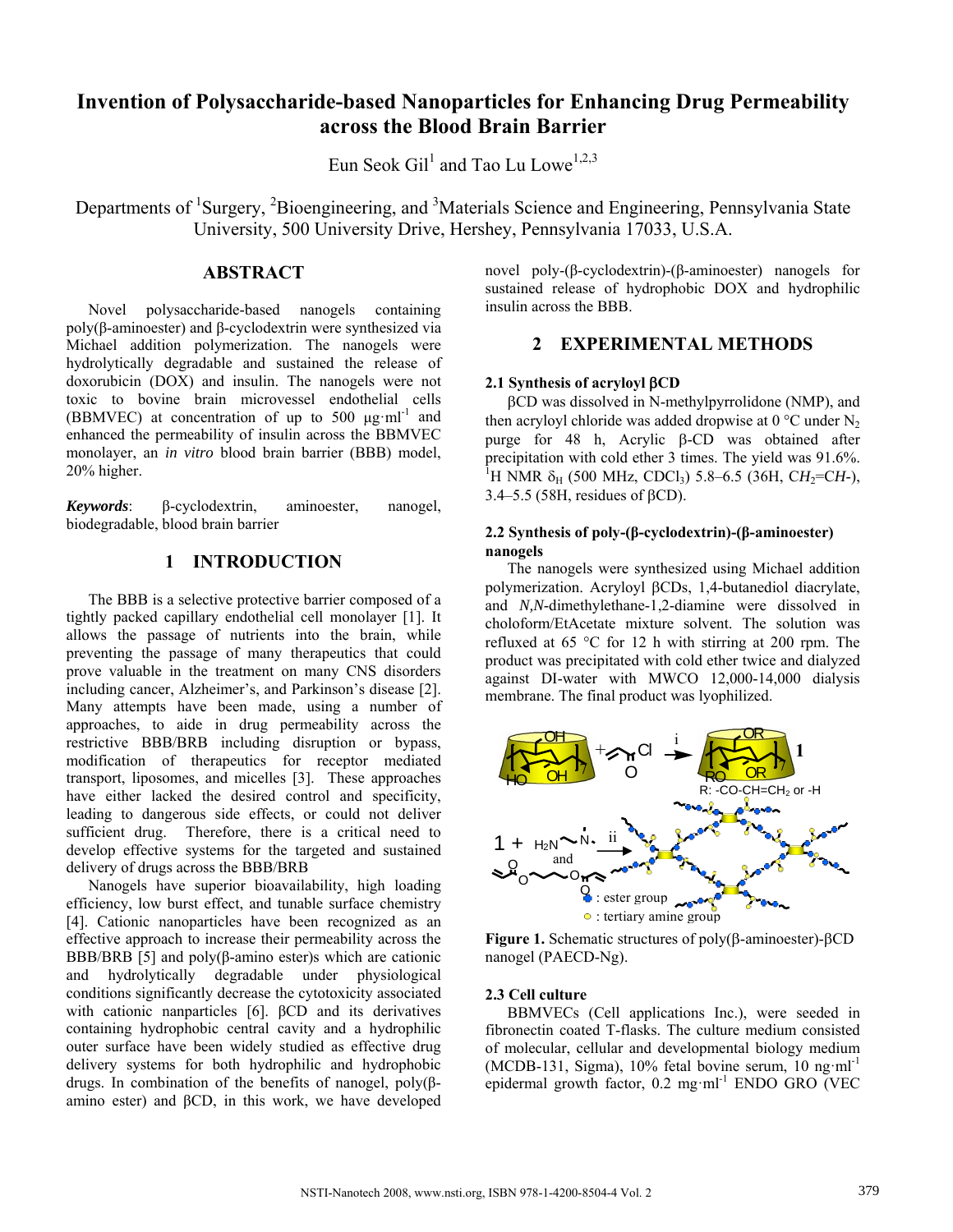# Invention of Polysaccharide-based Nanoparticles for Enhancing Drug Permeability across the Blood Brain Barrier

Eun Seok Gil[1] and Tao Lu Lowe[1,2,3]

Departments of [1]Surgery, [2]Bioengineering, and [3]Materials Science and Engineering, Pennsylvania State University, 500 University Drive, Hershey, Pennsylvania 17033, U.S.A.

## ABSTRACT

Novel polysaccharide-based nanogels containing poly(β-aminoester) and β-cyclodextrin were synthesized via Michael addition polymerization. The nanogels were hydrolytically degradable and sustained the release of doxorubicin (DOX) and insulin. The nanogels were not toxic to bovine brain microvessel endothelial cells (BBMVEC) at concentration of up to 500 $\mu g \cdot ml^{-1}$ and enhanced the permeability of insulin across the BBMVEC monolayer, an *in vitro* blood brain barrier (BBB) model, 20% higher.

***Keywords***: β-cyclodextrin, aminoester, nanogel, biodegradable, blood brain barrier

## 1 INTRODUCTION

The BBB is a selective protective barrier composed of a tightly packed capillary endothelial cell monolayer [1]. It allows the passage of nutrients into the brain, while preventing the passage of many therapeutics that could prove valuable in the treatment on many CNS disorders including cancer, Alzheimer's, and Parkinson's disease [2]. Many attempts have been made, using a number of approaches, to aide in drug permeability across the restrictive BBB/BRB including disruption or bypass, modification of therapeutics for receptor mediated transport, liposomes, and micelles [3]. These approaches have either lacked the desired control and specificity, leading to dangerous side effects, or could not deliver sufficient drug. Therefore, there is a critical need to develop effective systems for the targeted and sustained delivery of drugs across the BBB/BRB

Nanogels have superior bioavailability, high loading efficiency, low burst effect, and tunable surface chemistry [4]. Cationic nanoparticles have been recognized as an effective approach to increase their permeability across the BBB/BRB [5] and poly(β-amino ester)s which are cationic and hydrolytically degradable under physiological conditions significantly decrease the cytotoxicity associated with cationic nanparticles [6]. βCD and its derivatives containing hydrophobic central cavity and a hydrophilic outer surface have been widely studied as effective drug delivery systems for both hydrophilic and hydrophobic drugs. In combination of the benefits of nanogel, poly(β-amino ester) and βCD, in this work, we have developed novel poly-(β-cyclodextrin)-(β-aminoester) nanogels for sustained release of hydrophobic DOX and hydrophilic insulin across the BBB.

## 2 EXPERIMENTAL METHODS

### 2.1 Synthesis of acryloyl βCD

βCD was dissolved in N-methylpyrrolidone (NMP), and then acryloyl chloride was added dropwise at 0 °C under $N_2$ purge for 48 h, Acrylic β-CD was obtained after precipitation with cold ether 3 times. The yield was 91.6%. $^1$H NMR $\delta_H$ (500 MHz, $CDCl_3$) 5.8–6.5 (36H, C$H_2$=C$H$-), 3.4–5.5 (58H, residues of βCD).

### 2.2 Synthesis of poly-(β-cyclodextrin)-(β-aminoester) nanogels

The nanogels were synthesized using Michael addition polymerization. Acryloyl βCDs, 1,4-butanediol diacrylate, and *N,N*-dimethylethane-1,2-diamine were dissolved in choloform/EtAcetate mixture solvent. The solution was refluxed at 65 °C for 12 h with stirring at 200 rpm. The product was precipitated with cold ether twice and dialyzed against DI-water with MWCO 12,000-14,000 dialysis membrane. The final product was lyophilized.

R: -CO-CH=CH$_2$ or -H

: ester group
: tertiary amine group

**Figure 1.** Schematic structures of poly(β-aminoester)-βCD nanogel (PAECD-Ng).

### 2.3 Cell culture

BBMVECs (Cell applications Inc.), were seeded in fibronectin coated T-flasks. The culture medium consisted of molecular, cellular and developmental biology medium (MCDB-131, Sigma), 10% fetal bovine serum, 10 $ng \cdot ml^{-1}$ epidermal growth factor, 0.2 $mg \cdot ml^{-1}$ ENDO GRO (VEC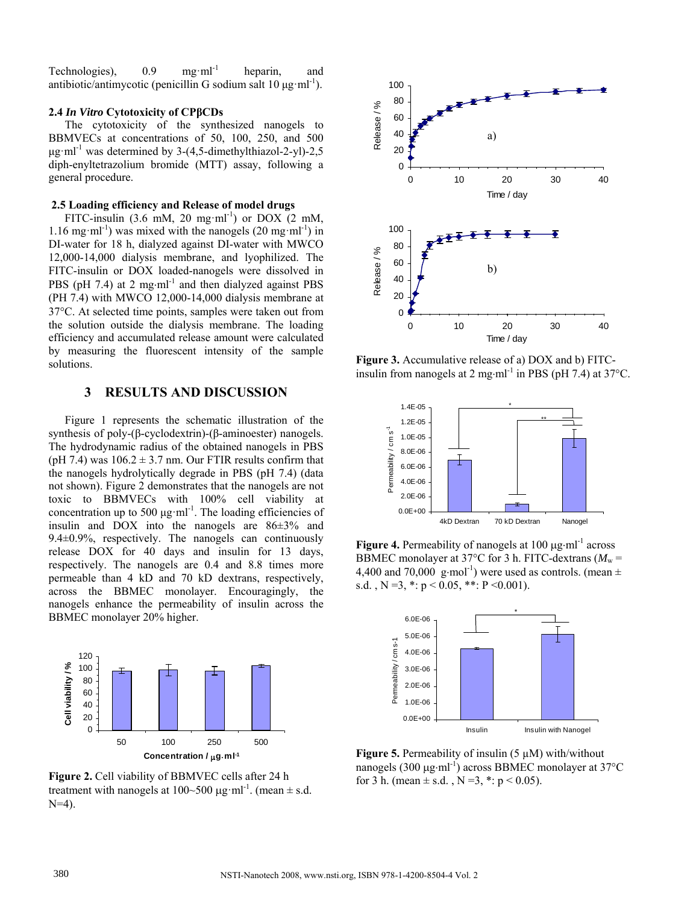Technologies), 0.9 mg·ml$^{-1}$ heparin, and antibiotic/antimycotic (penicillin G sodium salt 10 μg·ml$^{-1}$).

### 2.4 *In Vitro* Cytotoxicity of CPβCDs

The cytotoxicity of the synthesized nanogels to BBMVECs at concentrations of 50, 100, 250, and 500 μg·ml$^{-1}$ was determined by 3-(4,5-dimethylthiazol-2-yl)-2,5 diph-enyltetrazolium bromide (MTT) assay, following a general procedure.

### 2.5 Loading efficiency and Release of model drugs

FITC-insulin (3.6 mM, 20 mg·ml$^{-1}$) or DOX (2 mM, 1.16 mg·ml$^{-1}$) was mixed with the nanogels (20 mg·ml$^{-1}$) in DI-water for 18 h, dialyzed against DI-water with MWCO 12,000-14,000 dialysis membrane, and lyophilized. The FITC-insulin or DOX loaded-nanogels were dissolved in PBS (pH 7.4) at 2 mg·ml$^{-1}$ and then dialyzed against PBS (PH 7.4) with MWCO 12,000-14,000 dialysis membrane at 37°C. At selected time points, samples were taken out from the solution outside the dialysis membrane. The loading efficiency and accumulated release amount were calculated by measuring the fluorescent intensity of the sample solutions.

## 3 RESULTS AND DISCUSSION

Figure 1 represents the schematic illustration of the synthesis of poly-(β-cyclodextrin)-(β-aminoester) nanogels. The hydrodynamic radius of the obtained nanogels in PBS (pH 7.4) was 106.2 ± 3.7 nm. Our FTIR results confirm that the nanogels hydrolytically degrade in PBS (pH 7.4) (data not shown). Figure 2 demonstrates that the nanogels are not toxic to BBMVECs with 100% cell viability at concentration up to 500 μg·ml$^{-1}$. The loading efficiencies of insulin and DOX into the nanogels are 86±3% and 9.4±0.9%, respectively. The nanogels can continuously release DOX for 40 days and insulin for 13 days, respectively. The nanogels are 0.4 and 8.8 times more permeable than 4 kD and 70 kD dextrans, respectively, across the BBMEC monolayer. Encouragingly, the nanogels enhance the permeability of insulin across the BBMEC monolayer 20% higher.

**Figure 2.** Cell viability of BBMVEC cells after 24 h treatment with nanogels at 100~500 μg·ml$^{-1}$. (mean ± s.d. N=4).

**Figure 3.** Accumulative release of a) DOX and b) FITC-insulin from nanogels at 2 mg·ml$^{-1}$ in PBS (pH 7.4) at 37°C.

**Figure 4.** Permeability of nanogels at 100 μg·ml$^{-1}$ across BBMEC monolayer at 37°C for 3 h. FITC-dextrans ($M_w$ = 4,400 and 70,000 g·mol$^{-1}$) were used as controls. (mean ± s.d. , N =3, *: $p < 0.05$, **: $P < 0.001$).

**Figure 5.** Permeability of insulin (5 μM) with/without nanogels (300 μg·ml$^{-1}$) across BBMEC monolayer at 37°C for 3 h. (mean ± s.d. , N =3, *: $p < 0.05$).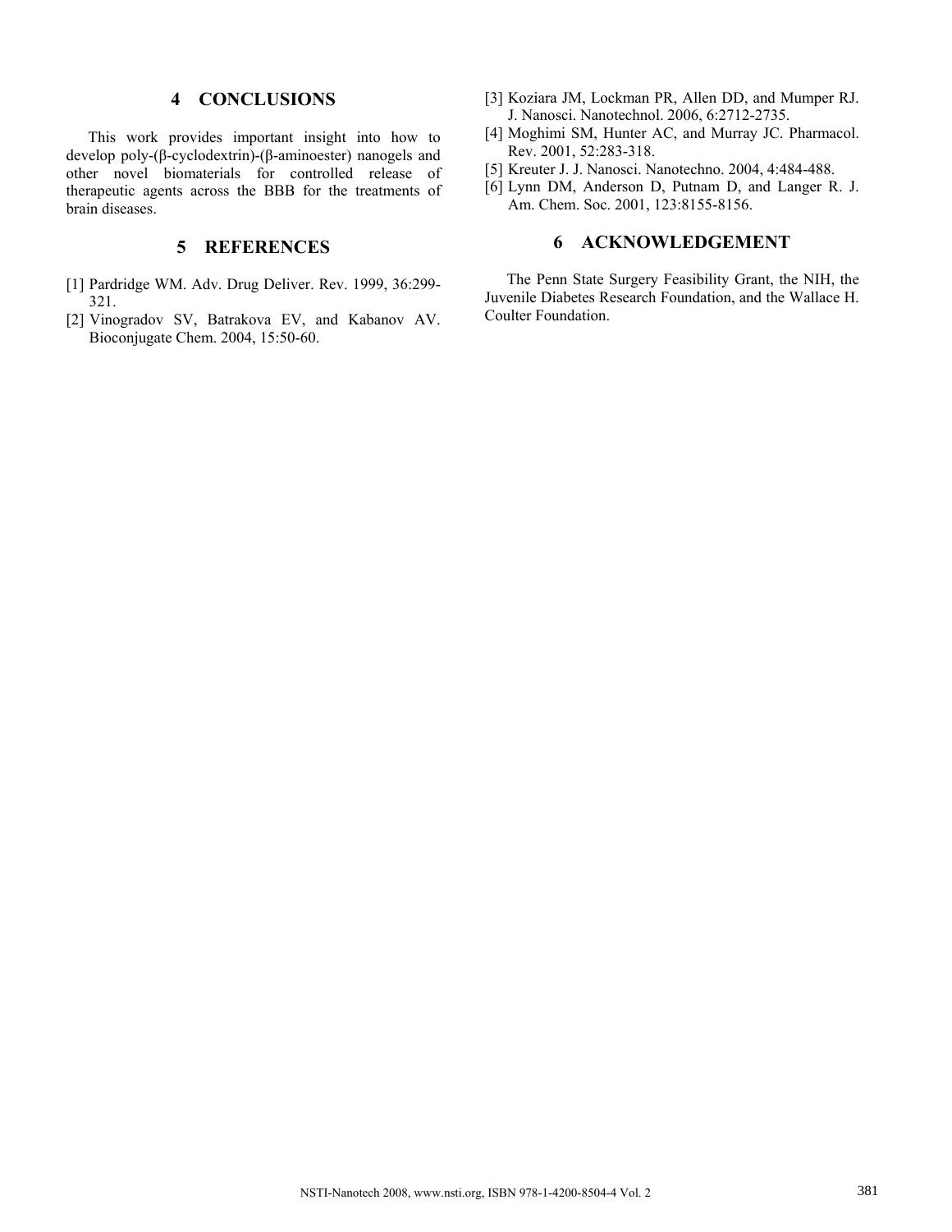## 4 CONCLUSIONS

This work provides important insight into how to develop poly-(β-cyclodextrin)-(β-aminoester) nanogels and other novel biomaterials for controlled release of therapeutic agents across the BBB for the treatments of brain diseases.

## 5 REFERENCES

[1] Pardridge WM. Adv. Drug Deliver. Rev. 1999, 36:299-321.

[2] Vinogradov SV, Batrakova EV, and Kabanov AV. Bioconjugate Chem. 2004, 15:50-60.

[3] Koziara JM, Lockman PR, Allen DD, and Mumper RJ. J. Nanosci. Nanotechnol. 2006, 6:2712-2735.

[4] Moghimi SM, Hunter AC, and Murray JC. Pharmacol. Rev. 2001, 52:283-318.

[5] Kreuter J. J. Nanosci. Nanotechno. 2004, 4:484-488.

[6] Lynn DM, Anderson D, Putnam D, and Langer R. J. Am. Chem. Soc. 2001, 123:8155-8156.

## 6 ACKNOWLEDGEMENT

The Penn State Surgery Feasibility Grant, the NIH, the Juvenile Diabetes Research Foundation, and the Wallace H. Coulter Foundation.